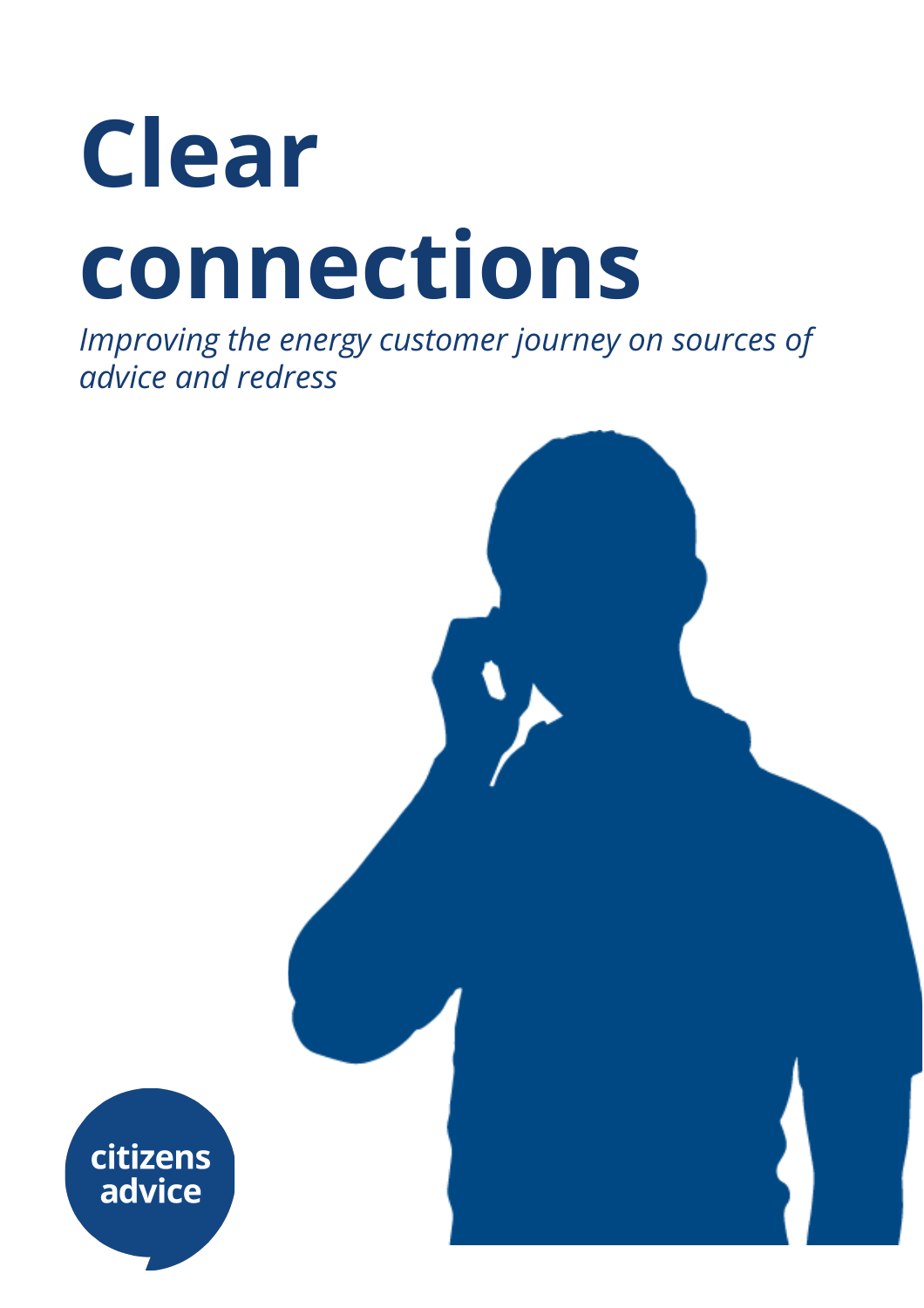# Clear connections

*Improving the energy customer journey on sources of advice and redress*

citizens advice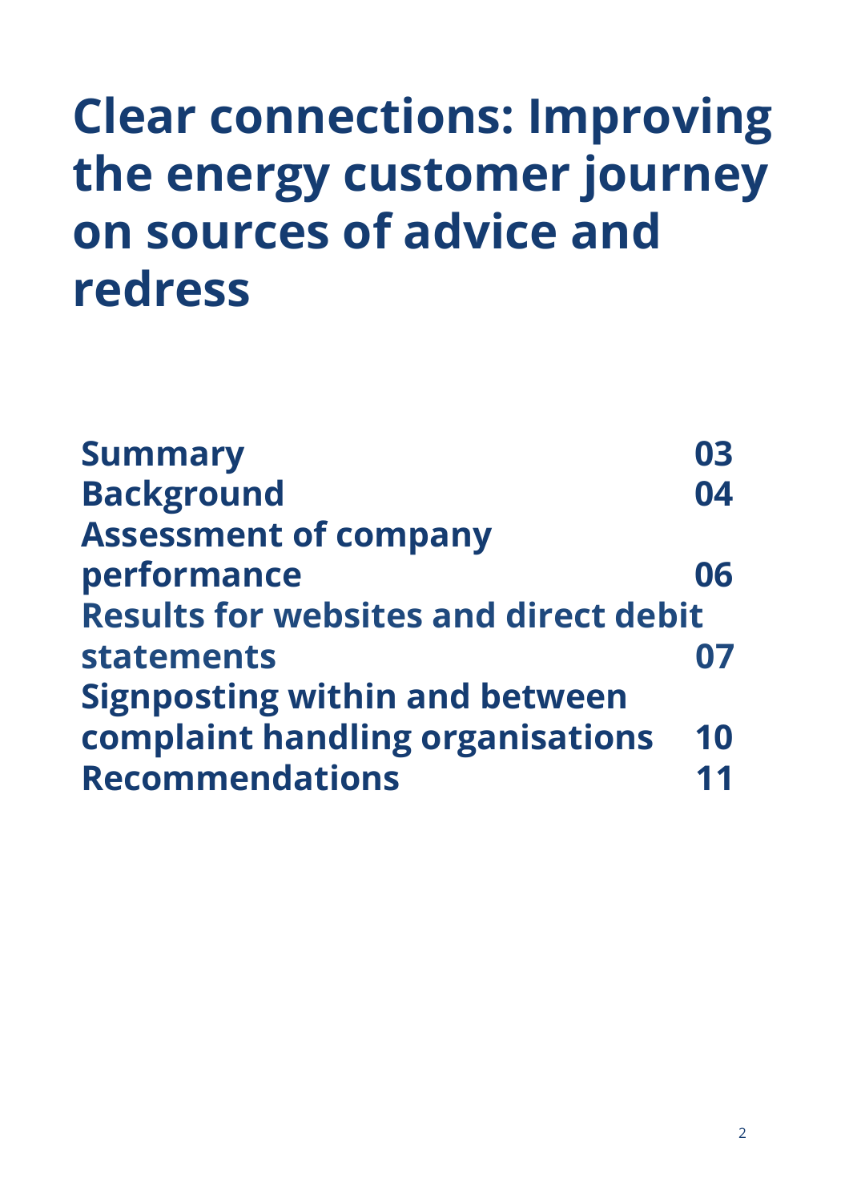# Clear connections: Improving the energy customer journey on sources of advice and redress

| | |
|---|---|
| **Summary** | **03** |
| **Background** | **04** |
| **Assessment of company performance** | **06** |
| **Results for websites and direct debit statements** | **07** |
| **Signposting within and between complaint handling organisations** | **10** |
| **Recommendations** | **11** |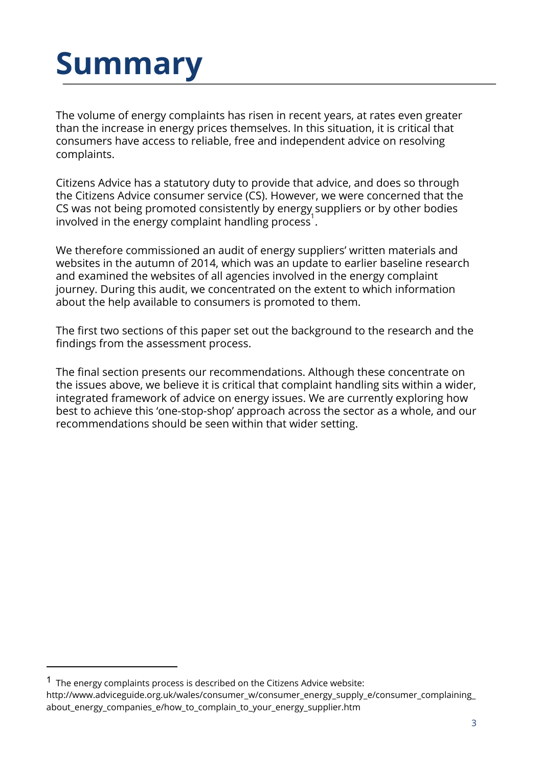# Summary

The volume of energy complaints has risen in recent years, at rates even greater than the increase in energy prices themselves. In this situation, it is critical that consumers have access to reliable, free and independent advice on resolving complaints.

Citizens Advice has a statutory duty to provide that advice, and does so through the Citizens Advice consumer service (CS). However, we were concerned that the CS was not being promoted consistently by energy suppliers or by other bodies involved in the energy complaint handling process[1].

We therefore commissioned an audit of energy suppliers' written materials and websites in the autumn of 2014, which was an update to earlier baseline research and examined the websites of all agencies involved in the energy complaint journey. During this audit, we concentrated on the extent to which information about the help available to consumers is promoted to them.

The first two sections of this paper set out the background to the research and the findings from the assessment process.

The final section presents our recommendations. Although these concentrate on the issues above, we believe it is critical that complaint handling sits within a wider, integrated framework of advice on energy issues. We are currently exploring how best to achieve this 'one-stop-shop' approach across the sector as a whole, and our recommendations should be seen within that wider setting.

---

[1] The energy complaints process is described on the Citizens Advice website: http://www.adviceguide.org.uk/wales/consumer_w/consumer_energy_supply_e/consumer_complaining_about_energy_companies_e/how_to_complain_to_your_energy_supplier.htm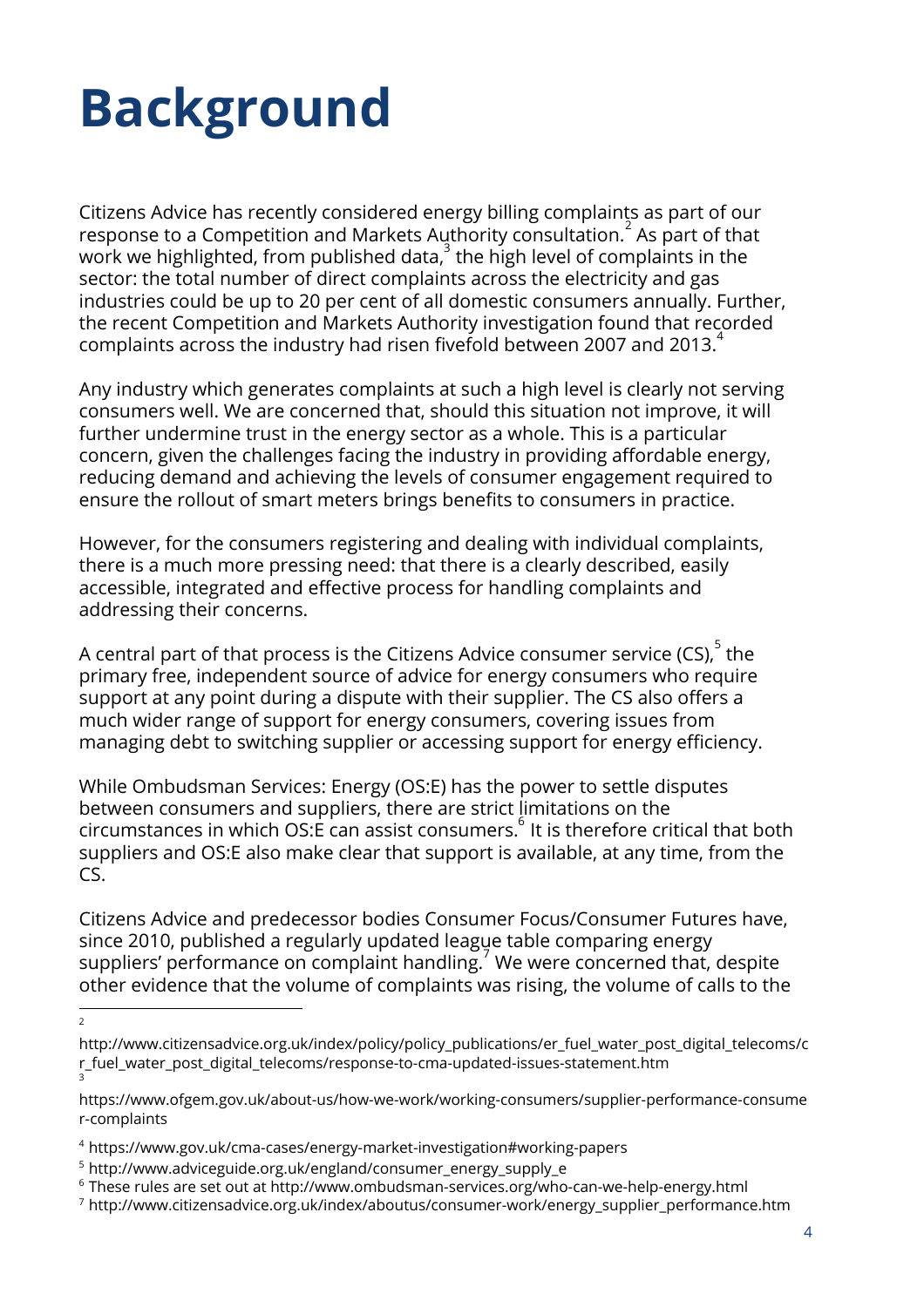# Background

Citizens Advice has recently considered energy billing complaints as part of our response to a Competition and Markets Authority consultation.[2] As part of that work we highlighted, from published data,[3] the high level of complaints in the sector: the total number of direct complaints across the electricity and gas industries could be up to 20 per cent of all domestic consumers annually. Further, the recent Competition and Markets Authority investigation found that recorded complaints across the industry had risen fivefold between 2007 and 2013.[4]

Any industry which generates complaints at such a high level is clearly not serving consumers well. We are concerned that, should this situation not improve, it will further undermine trust in the energy sector as a whole. This is a particular concern, given the challenges facing the industry in providing affordable energy, reducing demand and achieving the levels of consumer engagement required to ensure the rollout of smart meters brings benefits to consumers in practice.

However, for the consumers registering and dealing with individual complaints, there is a much more pressing need: that there is a clearly described, easily accessible, integrated and effective process for handling complaints and addressing their concerns.

A central part of that process is the Citizens Advice consumer service (CS),[5] the primary free, independent source of advice for energy consumers who require support at any point during a dispute with their supplier. The CS also offers a much wider range of support for energy consumers, covering issues from managing debt to switching supplier or accessing support for energy efficiency.

While Ombudsman Services: Energy (OS:E) has the power to settle disputes between consumers and suppliers, there are strict limitations on the circumstances in which OS:E can assist consumers.[6] It is therefore critical that both suppliers and OS:E also make clear that support is available, at any time, from the CS.

Citizens Advice and predecessor bodies Consumer Focus/Consumer Futures have, since 2010, published a regularly updated league table comparing energy suppliers' performance on complaint handling.[7] We were concerned that, despite other evidence that the volume of complaints was rising, the volume of calls to the

---

[2] http://www.citizensadvice.org.uk/index/policy/policy_publications/er_fuel_water_post_digital_telecoms/cr_fuel_water_post_digital_telecoms/response-to-cma-updated-issues-statement.htm

[3] https://www.ofgem.gov.uk/about-us/how-we-work/working-consumers/supplier-performance-consumer-complaints

[4] https://www.gov.uk/cma-cases/energy-market-investigation#working-papers

[5] http://www.adviceguide.org.uk/england/consumer_energy_supply_e

[6] These rules are set out at http://www.ombudsman-services.org/who-can-we-help-energy.html

[7] http://www.citizensadvice.org.uk/index/aboutus/consumer-work/energy_supplier_performance.htm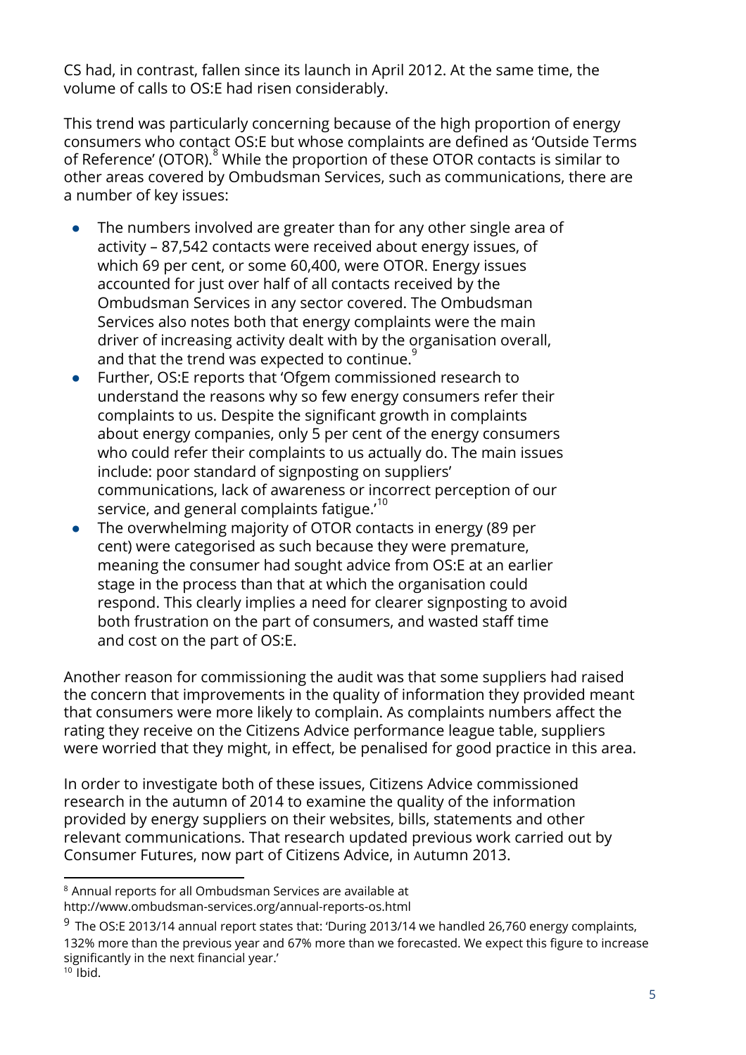CS had, in contrast, fallen since its launch in April 2012. At the same time, the volume of calls to OS:E had risen considerably.

This trend was particularly concerning because of the high proportion of energy consumers who contact OS:E but whose complaints are defined as 'Outside Terms of Reference' (OTOR).[8] While the proportion of these OTOR contacts is similar to other areas covered by Ombudsman Services, such as communications, there are a number of key issues:

- The numbers involved are greater than for any other single area of activity – 87,542 contacts were received about energy issues, of which 69 per cent, or some 60,400, were OTOR. Energy issues accounted for just over half of all contacts received by the Ombudsman Services in any sector covered. The Ombudsman Services also notes both that energy complaints were the main driver of increasing activity dealt with by the organisation overall, and that the trend was expected to continue.[9]
- Further, OS:E reports that 'Ofgem commissioned research to understand the reasons why so few energy consumers refer their complaints to us. Despite the significant growth in complaints about energy companies, only 5 per cent of the energy consumers who could refer their complaints to us actually do. The main issues include: poor standard of signposting on suppliers' communications, lack of awareness or incorrect perception of our service, and general complaints fatigue.'[10]
- The overwhelming majority of OTOR contacts in energy (89 per cent) were categorised as such because they were premature, meaning the consumer had sought advice from OS:E at an earlier stage in the process than that at which the organisation could respond. This clearly implies a need for clearer signposting to avoid both frustration on the part of consumers, and wasted staff time and cost on the part of OS:E.

Another reason for commissioning the audit was that some suppliers had raised the concern that improvements in the quality of information they provided meant that consumers were more likely to complain. As complaints numbers affect the rating they receive on the Citizens Advice performance league table, suppliers were worried that they might, in effect, be penalised for good practice in this area.

In order to investigate both of these issues, Citizens Advice commissioned research in the autumn of 2014 to examine the quality of the information provided by energy suppliers on their websites, bills, statements and other relevant communications. That research updated previous work carried out by Consumer Futures, now part of Citizens Advice, in Autumn 2013.

---

[8] Annual reports for all Ombudsman Services are available at http://www.ombudsman-services.org/annual-reports-os.html

[9] The OS:E 2013/14 annual report states that: 'During 2013/14 we handled 26,760 energy complaints, 132% more than the previous year and 67% more than we forecasted. We expect this figure to increase significantly in the next financial year.'

[10] Ibid.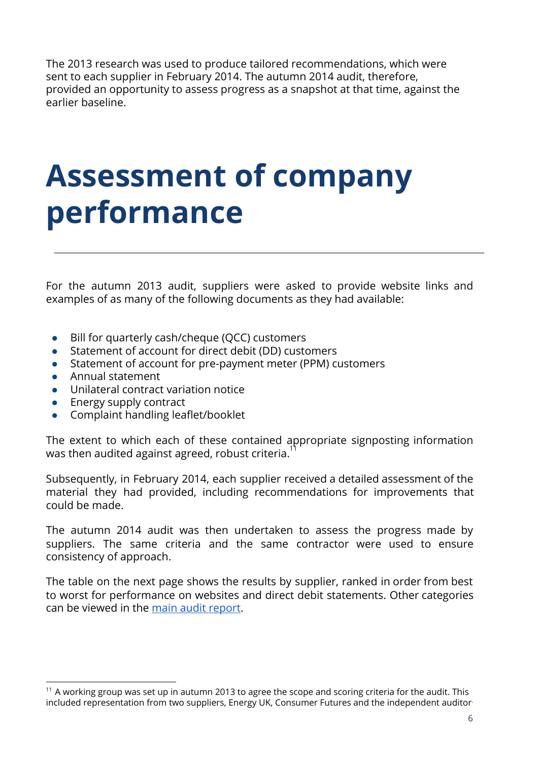The 2013 research was used to produce tailored recommendations, which were sent to each supplier in February 2014. The autumn 2014 audit, therefore, provided an opportunity to assess progress as a snapshot at that time, against the earlier baseline.

# Assessment of company performance

For the autumn 2013 audit, suppliers were asked to provide website links and examples of as many of the following documents as they had available:

- Bill for quarterly cash/cheque (QCC) customers
- Statement of account for direct debit (DD) customers
- Statement of account for pre-payment meter (PPM) customers
- Annual statement
- Unilateral contract variation notice
- Energy supply contract
- Complaint handling leaflet/booklet

The extent to which each of these contained appropriate signposting information was then audited against agreed, robust criteria.[11]

Subsequently, in February 2014, each supplier received a detailed assessment of the material they had provided, including recommendations for improvements that could be made.

The autumn 2014 audit was then undertaken to assess the progress made by suppliers. The same criteria and the same contractor were used to ensure consistency of approach.

The table on the next page shows the results by supplier, ranked in order from best to worst for performance on websites and direct debit statements. Other categories can be viewed in the [main audit report](main audit report).

[11] A working group was set up in autumn 2013 to agree the scope and scoring criteria for the audit. This included representation from two suppliers, Energy UK, Consumer Futures and the independent auditor.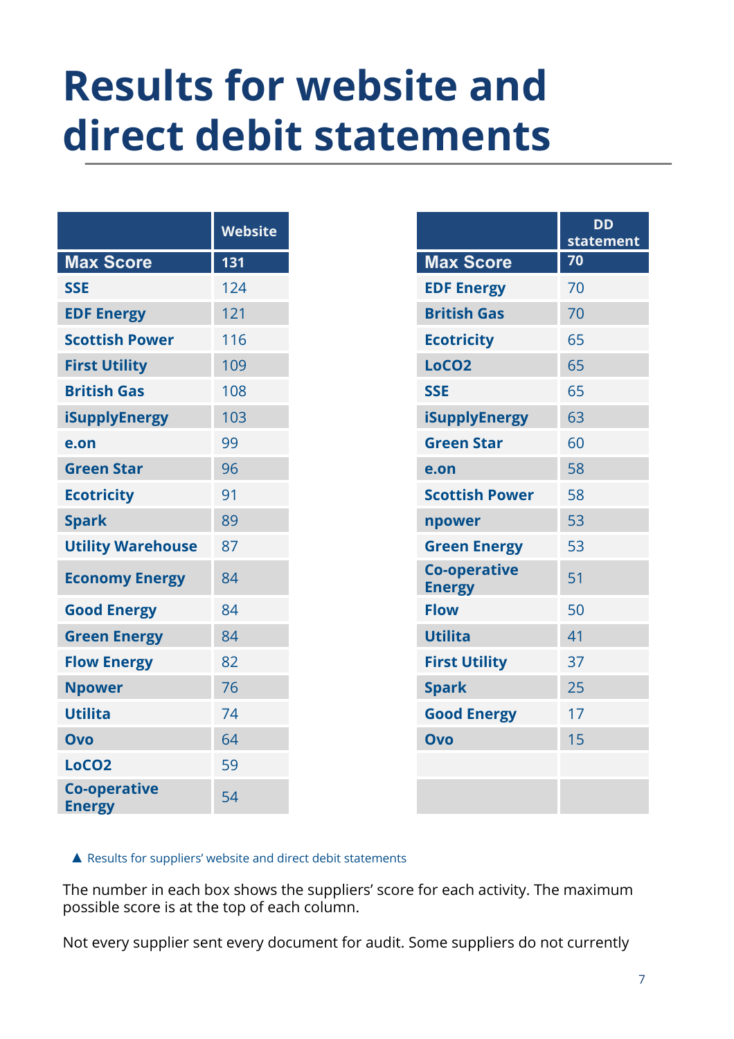# Results for website and direct debit statements

|  | Website |
|---|---|
| **Max Score** | **131** |
| **SSE** | 124 |
| **EDF Energy** | 121 |
| **Scottish Power** | 116 |
| **First Utility** | 109 |
| **British Gas** | 108 |
| **iSupplyEnergy** | 103 |
| **e.on** | 99 |
| **Green Star** | 96 |
| **Ecotricity** | 91 |
| **Spark** | 89 |
| **Utility Warehouse** | 87 |
| **Economy Energy** | 84 |
| **Good Energy** | 84 |
| **Green Energy** | 84 |
| **Flow Energy** | 82 |
| **Npower** | 76 |
| **Utilita** | 74 |
| **Ovo** | 64 |
| **LoCO2** | 59 |
| **Co-operative Energy** | 54 |

|  | DD statement |
|---|---|
| **Max Score** | **70** |
| **EDF Energy** | 70 |
| **British Gas** | 70 |
| **Ecotricity** | 65 |
| **LoCO2** | 65 |
| **SSE** | 65 |
| **iSupplyEnergy** | 63 |
| **Green Star** | 60 |
| **e.on** | 58 |
| **Scottish Power** | 58 |
| **npower** | 53 |
| **Green Energy** | 53 |
| **Co-operative Energy** | 51 |
| **Flow** | 50 |
| **Utilita** | 41 |
| **First Utility** | 37 |
| **Spark** | 25 |
| **Good Energy** | 17 |
| **Ovo** | 15 |

▲ Results for suppliers' website and direct debit statements

The number in each box shows the suppliers' score for each activity. The maximum possible score is at the top of each column.

Not every supplier sent every document for audit. Some suppliers do not currently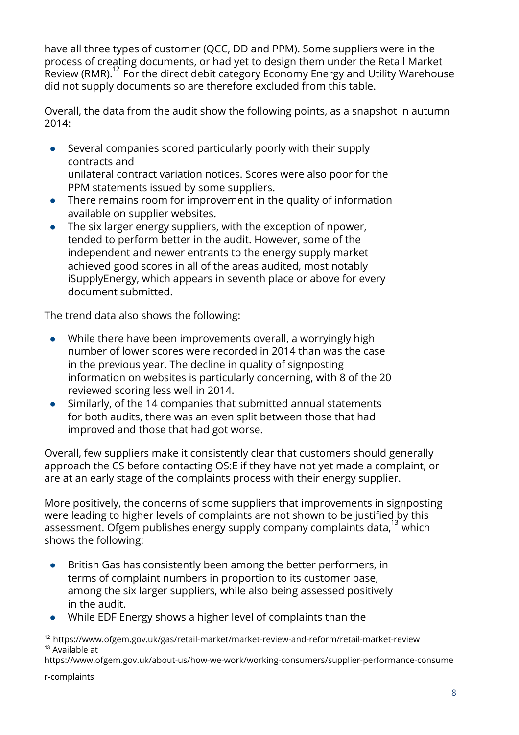have all three types of customer (QCC, DD and PPM). Some suppliers were in the process of creating documents, or had yet to design them under the Retail Market Review (RMR).[12] For the direct debit category Economy Energy and Utility Warehouse did not supply documents so are therefore excluded from this table.

Overall, the data from the audit show the following points, as a snapshot in autumn 2014:

- Several companies scored particularly poorly with their supply contracts and unilateral contract variation notices. Scores were also poor for the PPM statements issued by some suppliers.
- There remains room for improvement in the quality of information available on supplier websites.
- The six larger energy suppliers, with the exception of npower, tended to perform better in the audit. However, some of the independent and newer entrants to the energy supply market achieved good scores in all of the areas audited, most notably iSupplyEnergy, which appears in seventh place or above for every document submitted.

The trend data also shows the following:

- While there have been improvements overall, a worryingly high number of lower scores were recorded in 2014 than was the case in the previous year. The decline in quality of signposting information on websites is particularly concerning, with 8 of the 20 reviewed scoring less well in 2014.
- Similarly, of the 14 companies that submitted annual statements for both audits, there was an even split between those that had improved and those that had got worse.

Overall, few suppliers make it consistently clear that customers should generally approach the CS before contacting OS:E if they have not yet made a complaint, or are at an early stage of the complaints process with their energy supplier.

More positively, the concerns of some suppliers that improvements in signposting were leading to higher levels of complaints are not shown to be justified by this assessment. Ofgem publishes energy supply company complaints data,[13] which shows the following:

- British Gas has consistently been among the better performers, in terms of complaint numbers in proportion to its customer base, among the six larger suppliers, while also being assessed positively in the audit.
- While EDF Energy shows a higher level of complaints than the

---

[12] https://www.ofgem.gov.uk/gas/retail-market/market-review-and-reform/retail-market-review

[13] Available at https://www.ofgem.gov.uk/about-us/how-we-work/working-consumers/supplier-performance-consumer-complaints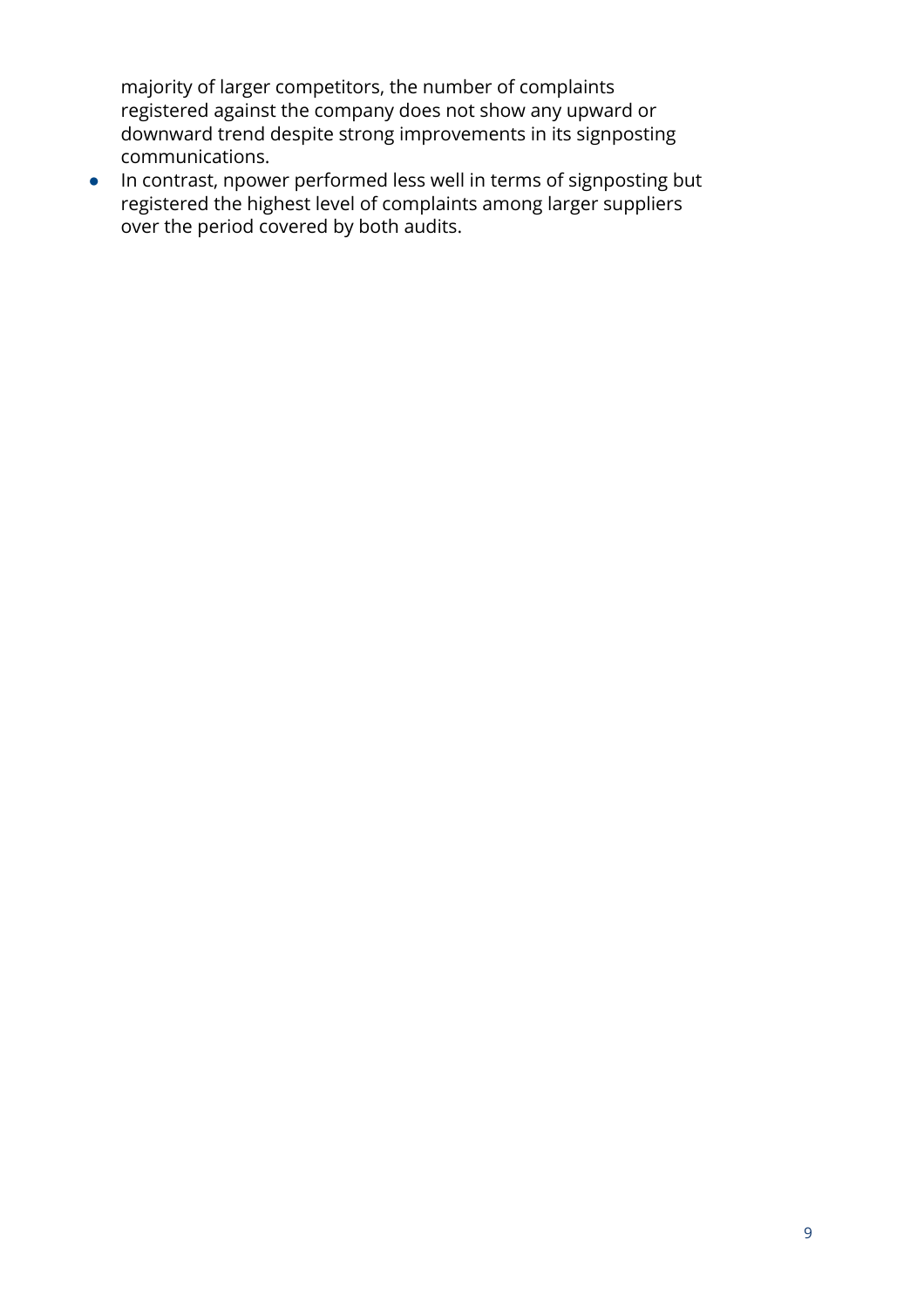majority of larger competitors, the number of complaints registered against the company does not show any upward or downward trend despite strong improvements in its signposting communications.

- In contrast, npower performed less well in terms of signposting but registered the highest level of complaints among larger suppliers over the period covered by both audits.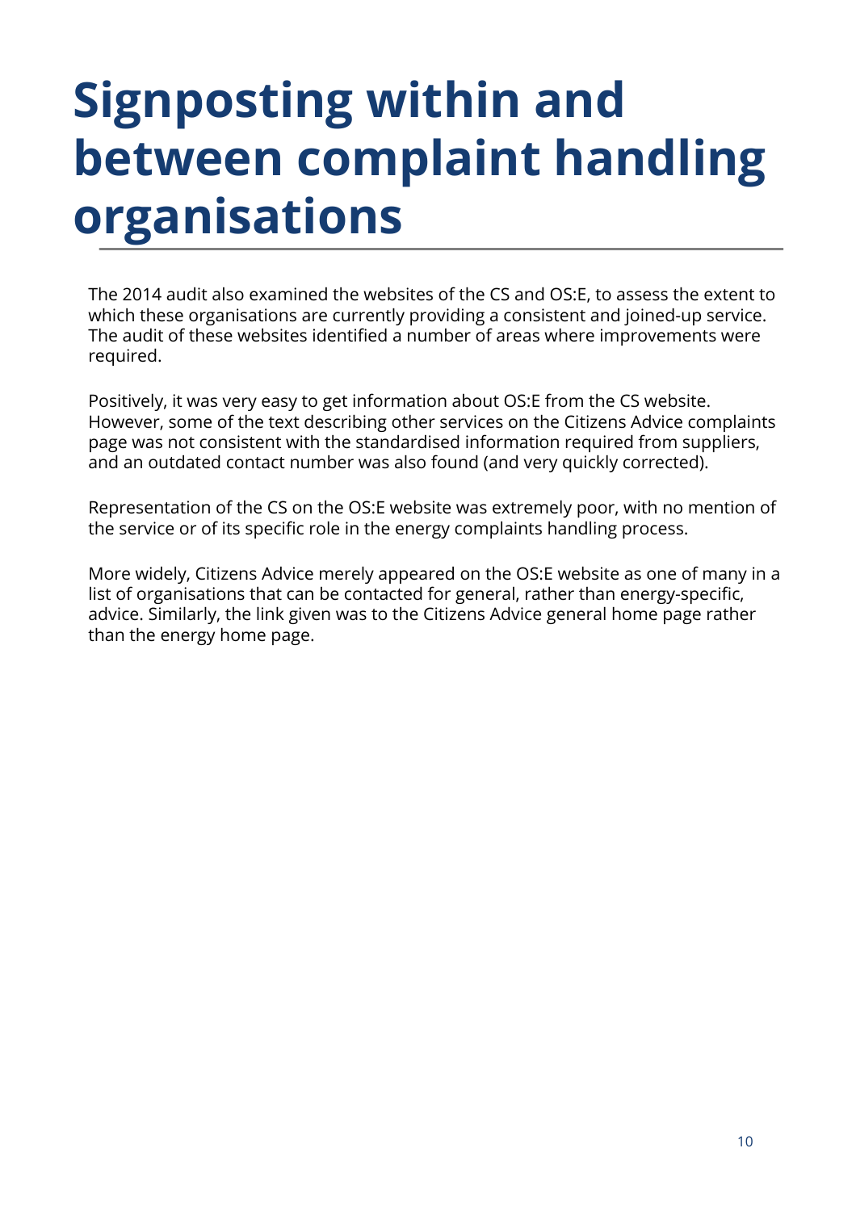# Signposting within and between complaint handling organisations

The 2014 audit also examined the websites of the CS and OS:E, to assess the extent to which these organisations are currently providing a consistent and joined-up service. The audit of these websites identified a number of areas where improvements were required.

Positively, it was very easy to get information about OS:E from the CS website. However, some of the text describing other services on the Citizens Advice complaints page was not consistent with the standardised information required from suppliers, and an outdated contact number was also found (and very quickly corrected).

Representation of the CS on the OS:E website was extremely poor, with no mention of the service or of its specific role in the energy complaints handling process.

More widely, Citizens Advice merely appeared on the OS:E website as one of many in a list of organisations that can be contacted for general, rather than energy-specific, advice. Similarly, the link given was to the Citizens Advice general home page rather than the energy home page.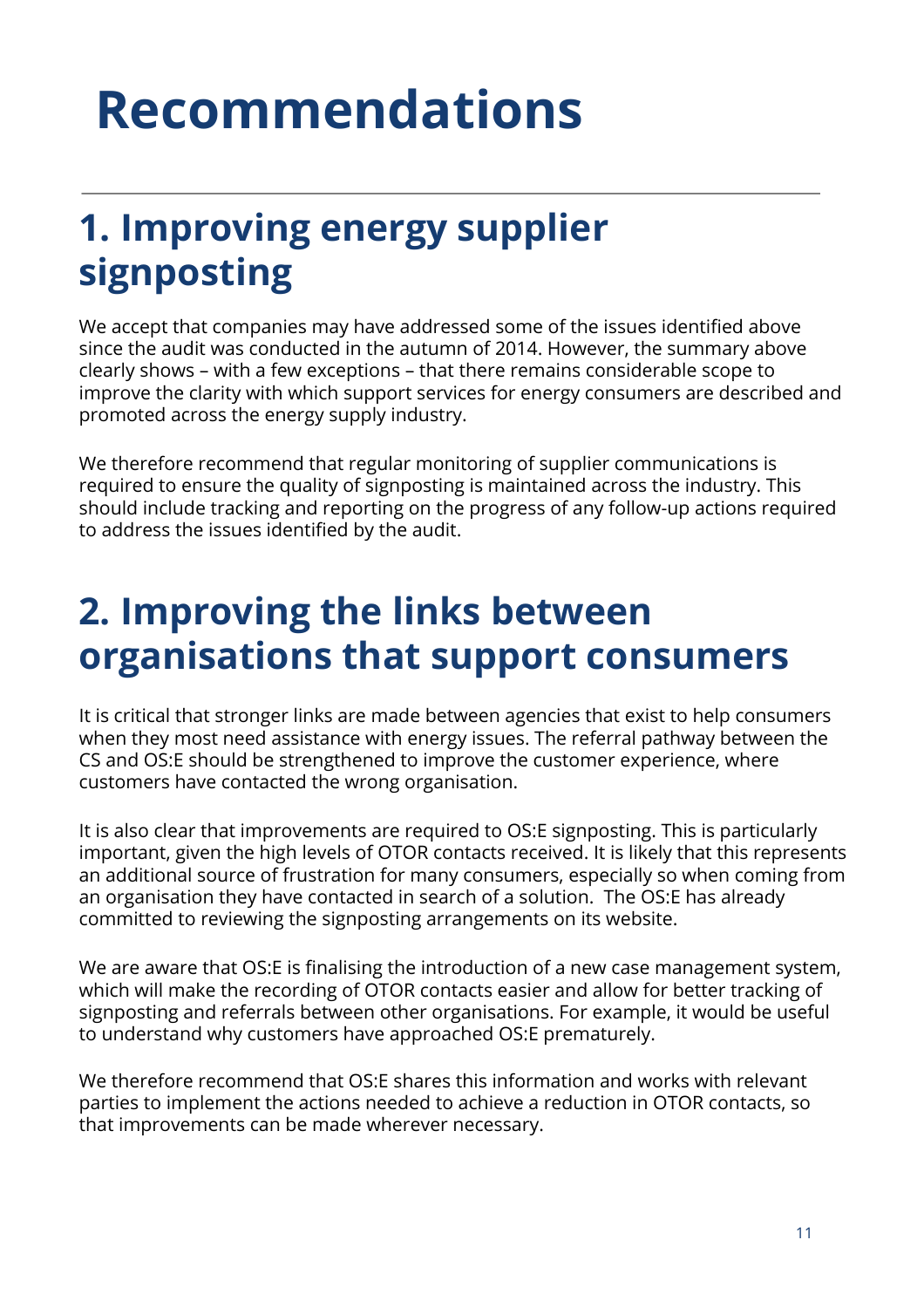# Recommendations

## 1. Improving energy supplier signposting

We accept that companies may have addressed some of the issues identified above since the audit was conducted in the autumn of 2014. However, the summary above clearly shows – with a few exceptions – that there remains considerable scope to improve the clarity with which support services for energy consumers are described and promoted across the energy supply industry.

We therefore recommend that regular monitoring of supplier communications is required to ensure the quality of signposting is maintained across the industry. This should include tracking and reporting on the progress of any follow-up actions required to address the issues identified by the audit.

## 2. Improving the links between organisations that support consumers

It is critical that stronger links are made between agencies that exist to help consumers when they most need assistance with energy issues. The referral pathway between the CS and OS:E should be strengthened to improve the customer experience, where customers have contacted the wrong organisation.

It is also clear that improvements are required to OS:E signposting. This is particularly important, given the high levels of OTOR contacts received. It is likely that this represents an additional source of frustration for many consumers, especially so when coming from an organisation they have contacted in search of a solution. The OS:E has already committed to reviewing the signposting arrangements on its website.

We are aware that OS:E is finalising the introduction of a new case management system, which will make the recording of OTOR contacts easier and allow for better tracking of signposting and referrals between other organisations. For example, it would be useful to understand why customers have approached OS:E prematurely.

We therefore recommend that OS:E shares this information and works with relevant parties to implement the actions needed to achieve a reduction in OTOR contacts, so that improvements can be made wherever necessary.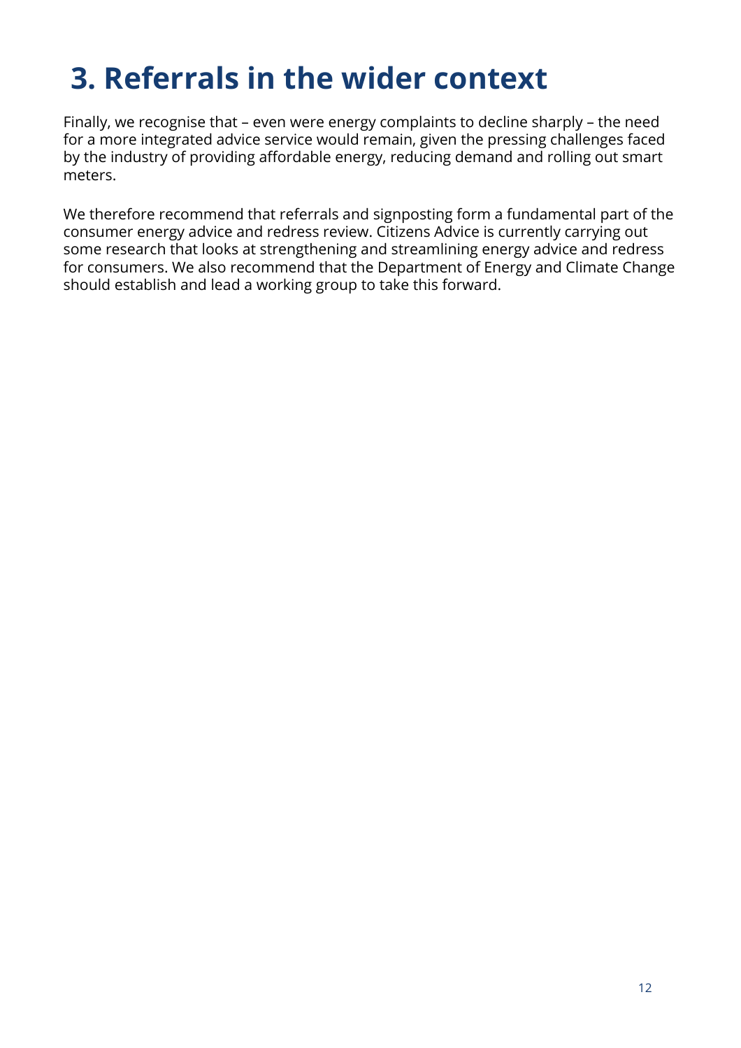# 3. Referrals in the wider context

Finally, we recognise that – even were energy complaints to decline sharply – the need for a more integrated advice service would remain, given the pressing challenges faced by the industry of providing affordable energy, reducing demand and rolling out smart meters.

We therefore recommend that referrals and signposting form a fundamental part of the consumer energy advice and redress review. Citizens Advice is currently carrying out some research that looks at strengthening and streamlining energy advice and redress for consumers. We also recommend that the Department of Energy and Climate Change should establish and lead a working group to take this forward.